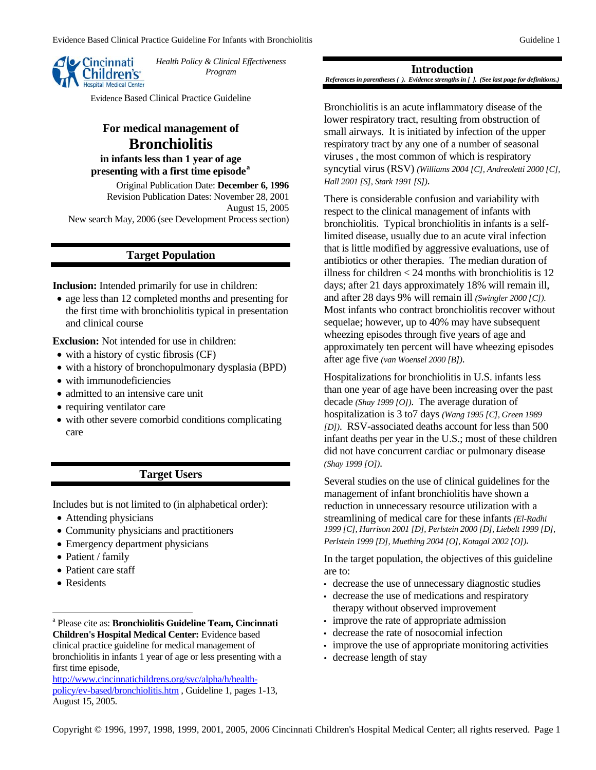Cincinnati Children's Hospital Medical Center

*Health Policy & Clinical Effectiveness Program*

Evidence Based Clinical Practice Guideline

# For medical management of Bronchiolitis

## in infants less than 1 year of age presenting with a first time episode[a]

Original Publication Date: **December 6, 1996**
Revision Publication Dates: November 28, 2001
August 15, 2005
New search May, 2006 (see Development Process section)

## Target Population

**Inclusion:** Intended primarily for use in children:

- age less than 12 completed months and presenting for the first time with bronchiolitis typical in presentation and clinical course

**Exclusion:** Not intended for use in children:

- with a history of cystic fibrosis (CF)
- with a history of bronchopulmonary dysplasia (BPD)
- with immunodeficiencies
- admitted to an intensive care unit
- requiring ventilator care
- with other severe comorbid conditions complicating care

## Target Users

Includes but is not limited to (in alphabetical order):

- Attending physicians
- Community physicians and practitioners
- Emergency department physicians
- Patient / family
- Patient care staff
- Residents

[a] Please cite as: **Bronchiolitis Guideline Team, Cincinnati Children's Hospital Medical Center:** Evidence based clinical practice guideline for medical management of bronchiolitis in infants 1 year of age or less presenting with a first time episode, http://www.cincinnatichildrens.org/svc/alpha/h/health-policy/ev-based/bronchiolitis.htm , Guideline 1, pages 1-13, August 15, 2005.

## Introduction

***References in parentheses ( ). Evidence strengths in [ ]. (See last page for definitions.)***

Bronchiolitis is an acute inflammatory disease of the lower respiratory tract, resulting from obstruction of small airways. It is initiated by infection of the upper respiratory tract by any one of a number of seasonal viruses , the most common of which is respiratory syncytial virus (RSV) *(Williams 2004 [C], Andreoletti 2000 [C], Hall 2001 [S], Stark 1991 [S])*.

There is considerable confusion and variability with respect to the clinical management of infants with bronchiolitis. Typical bronchiolitis in infants is a self-limited disease, usually due to an acute viral infection that is little modified by aggressive evaluations, use of antibiotics or other therapies. The median duration of illness for children < 24 months with bronchiolitis is 12 days; after 21 days approximately 18% will remain ill, and after 28 days 9% will remain ill *(Swingler 2000 [C])*. Most infants who contract bronchiolitis recover without sequelae; however, up to 40% may have subsequent wheezing episodes through five years of age and approximately ten percent will have wheezing episodes after age five *(van Woensel 2000 [B])*.

Hospitalizations for bronchiolitis in U.S. infants less than one year of age have been increasing over the past decade *(Shay 1999 [O])*. The average duration of hospitalization is 3 to7 days *(Wang 1995 [C], Green 1989 [D])*. RSV-associated deaths account for less than 500 infant deaths per year in the U.S.; most of these children did not have concurrent cardiac or pulmonary disease *(Shay 1999 [O])*.

Several studies on the use of clinical guidelines for the management of infant bronchiolitis have shown a reduction in unnecessary resource utilization with a streamlining of medical care for these infants *(El-Radhi 1999 [C], Harrison 2001 [D], Perlstein 2000 [D], Liebelt 1999 [D], Perlstein 1999 [D], Muething 2004 [O], Kotagal 2002 [O])*.

In the target population, the objectives of this guideline are to:

- decrease the use of unnecessary diagnostic studies
- decrease the use of medications and respiratory therapy without observed improvement
- improve the rate of appropriate admission
- decrease the rate of nosocomial infection
- improve the use of appropriate monitoring activities
- decrease length of stay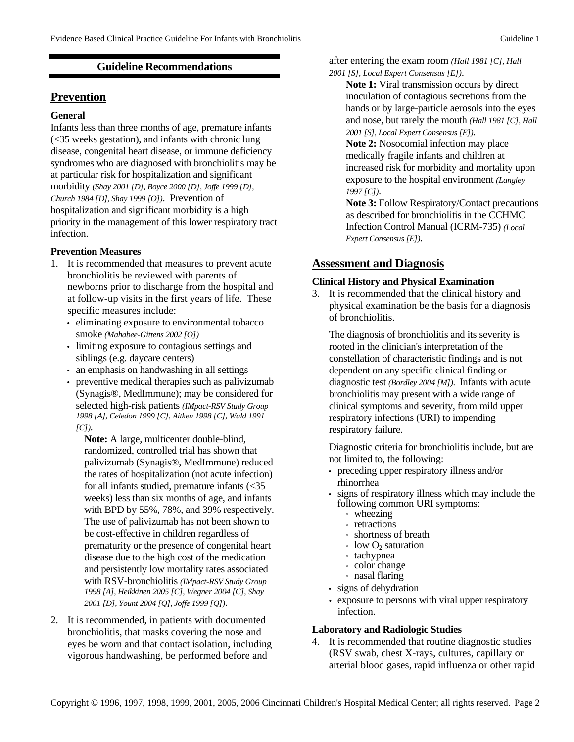## Guideline Recommendations

## Prevention

**General**

Infants less than three months of age, premature infants (<35 weeks gestation), and infants with chronic lung disease, congenital heart disease, or immune deficiency syndromes who are diagnosed with bronchiolitis may be at particular risk for hospitalization and significant morbidity *(Shay 2001 [D], Boyce 2000 [D], Joffe 1999 [D], Church 1984 [D], Shay 1999 [O])*. Prevention of hospitalization and significant morbidity is a high priority in the management of this lower respiratory tract infection.

**Prevention Measures**

1. It is recommended that measures to prevent acute bronchiolitis be reviewed with parents of newborns prior to discharge from the hospital and at follow-up visits in the first years of life. These specific measures include:
   - eliminating exposure to environmental tobacco smoke *(Mahabee-Gittens 2002 [O])*
   - limiting exposure to contagious settings and siblings (e.g. daycare centers)
   - an emphasis on handwashing in all settings
   - preventive medical therapies such as palivizumab (Synagis®, MedImmune); may be considered for selected high-risk patients *(IMpact-RSV Study Group 1998 [A], Celedon 1999 [C], Aitken 1998 [C], Wald 1991 [C])*.

     **Note:** A large, multicenter double-blind, randomized, controlled trial has shown that palivizumab (Synagis®, MedImmune) reduced the rates of hospitalization (not acute infection) for all infants studied, premature infants (<35 weeks) less than six months of age, and infants with BPD by 55%, 78%, and 39% respectively. The use of palivizumab has not been shown to be cost-effective in children regardless of prematurity or the presence of congenital heart disease due to the high cost of the medication and persistently low mortality rates associated with RSV-bronchiolitis *(IMpact-RSV Study Group 1998 [A], Heikkinen 2005 [C], Wegner 2004 [C], Shay 2001 [D], Yount 2004 [Q], Joffe 1999 [Q])*.

2. It is recommended, in patients with documented bronchiolitis, that masks covering the nose and eyes be worn and that contact isolation, including vigorous handwashing, be performed before and after entering the exam room *(Hall 1981 [C], Hall 2001 [S], Local Expert Consensus [E])*.

   **Note 1:** Viral transmission occurs by direct inoculation of contagious secretions from the hands or by large-particle aerosols into the eyes and nose, but rarely the mouth *(Hall 1981 [C], Hall 2001 [S], Local Expert Consensus [E])*.

   **Note 2:** Nosocomial infection may place medically fragile infants and children at increased risk for morbidity and mortality upon exposure to the hospital environment *(Langley 1997 [C])*.

   **Note 3:** Follow Respiratory/Contact precautions as described for bronchiolitis in the CCHMC Infection Control Manual (ICRM-735) *(Local Expert Consensus [E])*.

## Assessment and Diagnosis

**Clinical History and Physical Examination**

3. It is recommended that the clinical history and physical examination be the basis for a diagnosis of bronchiolitis.

   The diagnosis of bronchiolitis and its severity is rooted in the clinician's interpretation of the constellation of characteristic findings and is not dependent on any specific clinical finding or diagnostic test *(Bordley 2004 [M])*. Infants with acute bronchiolitis may present with a wide range of clinical symptoms and severity, from mild upper respiratory infections (URI) to impending respiratory failure.

   Diagnostic criteria for bronchiolitis include, but are not limited to, the following:
   - preceding upper respiratory illness and/or rhinorrhea
   - signs of respiratory illness which may include the following common URI symptoms:
     - wheezing
     - retractions
     - shortness of breath
     - low $O_2$ saturation
     - tachypnea
     - color change
     - nasal flaring
   - signs of dehydration
   - exposure to persons with viral upper respiratory infection.

**Laboratory and Radiologic Studies**

4. It is recommended that routine diagnostic studies (RSV swab, chest X-rays, cultures, capillary or arterial blood gases, rapid influenza or other rapid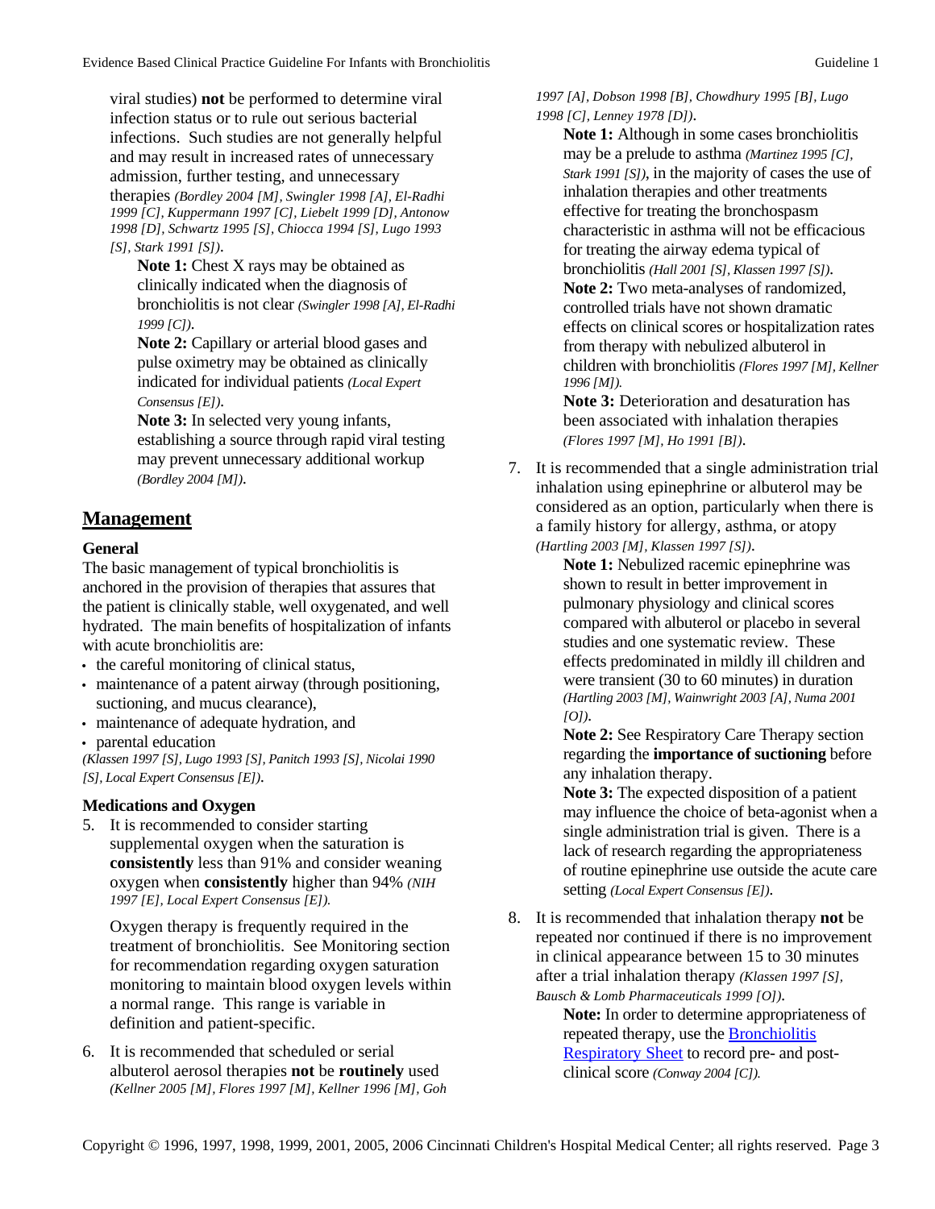viral studies) **not** be performed to determine viral infection status or to rule out serious bacterial infections. Such studies are not generally helpful and may result in increased rates of unnecessary admission, further testing, and unnecessary therapies *(Bordley 2004 [M], Swingler 1998 [A], El-Radhi 1999 [C], Kuppermann 1997 [C], Liebelt 1999 [D], Antonow 1998 [D], Schwartz 1995 [S], Chiocca 1994 [S], Lugo 1993 [S], Stark 1991 [S])*.

**Note 1:** Chest X rays may be obtained as clinically indicated when the diagnosis of bronchiolitis is not clear *(Swingler 1998 [A], El-Radhi 1999 [C])*.

**Note 2:** Capillary or arterial blood gases and pulse oximetry may be obtained as clinically indicated for individual patients *(Local Expert Consensus [E])*.

**Note 3:** In selected very young infants, establishing a source through rapid viral testing may prevent unnecessary additional workup *(Bordley 2004 [M])*.

## Management

### General

The basic management of typical bronchiolitis is anchored in the provision of therapies that assures that the patient is clinically stable, well oxygenated, and well hydrated. The main benefits of hospitalization of infants with acute bronchiolitis are:

- the careful monitoring of clinical status,
- maintenance of a patent airway (through positioning, suctioning, and mucus clearance),
- maintenance of adequate hydration, and
- parental education

*(Klassen 1997 [S], Lugo 1993 [S], Panitch 1993 [S], Nicolai 1990 [S], Local Expert Consensus [E])*.

### Medications and Oxygen

5. It is recommended to consider starting supplemental oxygen when the saturation is **consistently** less than 91% and consider weaning oxygen when **consistently** higher than 94% *(NIH 1997 [E], Local Expert Consensus [E]).*

   Oxygen therapy is frequently required in the treatment of bronchiolitis. See Monitoring section for recommendation regarding oxygen saturation monitoring to maintain blood oxygen levels within a normal range. This range is variable in definition and patient-specific.

6. It is recommended that scheduled or serial albuterol aerosol therapies **not** be **routinely** used *(Kellner 2005 [M], Flores 1997 [M], Kellner 1996 [M], Goh 1997 [A], Dobson 1998 [B], Chowdhury 1995 [B], Lugo 1998 [C], Lenney 1978 [D])*.

   **Note 1:** Although in some cases bronchiolitis may be a prelude to asthma *(Martinez 1995 [C], Stark 1991 [S])*, in the majority of cases the use of inhalation therapies and other treatments effective for treating the bronchospasm characteristic in asthma will not be efficacious for treating the airway edema typical of bronchiolitis *(Hall 2001 [S], Klassen 1997 [S])*.

   **Note 2:** Two meta-analyses of randomized, controlled trials have not shown dramatic effects on clinical scores or hospitalization rates from therapy with nebulized albuterol in children with bronchiolitis *(Flores 1997 [M], Kellner 1996 [M]).*

   **Note 3:** Deterioration and desaturation has been associated with inhalation therapies *(Flores 1997 [M], Ho 1991 [B])*.

7. It is recommended that a single administration trial inhalation using epinephrine or albuterol may be considered as an option, particularly when there is a family history for allergy, asthma, or atopy *(Hartling 2003 [M], Klassen 1997 [S])*.

   **Note 1:** Nebulized racemic epinephrine was shown to result in better improvement in pulmonary physiology and clinical scores compared with albuterol or placebo in several studies and one systematic review. These effects predominated in mildly ill children and were transient (30 to 60 minutes) in duration *(Hartling 2003 [M], Wainwright 2003 [A], Numa 2001 [O])*.

   **Note 2:** See Respiratory Care Therapy section regarding the **importance of suctioning** before any inhalation therapy.

   **Note 3:** The expected disposition of a patient may influence the choice of beta-agonist when a single administration trial is given. There is a lack of research regarding the appropriateness of routine epinephrine use outside the acute care setting *(Local Expert Consensus [E])*.

8. It is recommended that inhalation therapy **not** be repeated nor continued if there is no improvement in clinical appearance between 15 to 30 minutes after a trial inhalation therapy *(Klassen 1997 [S], Bausch & Lomb Pharmaceuticals 1999 [O])*.

   **Note:** In order to determine appropriateness of repeated therapy, use the Bronchiolitis Respiratory Sheet to record pre- and post-clinical score *(Conway 2004 [C]).*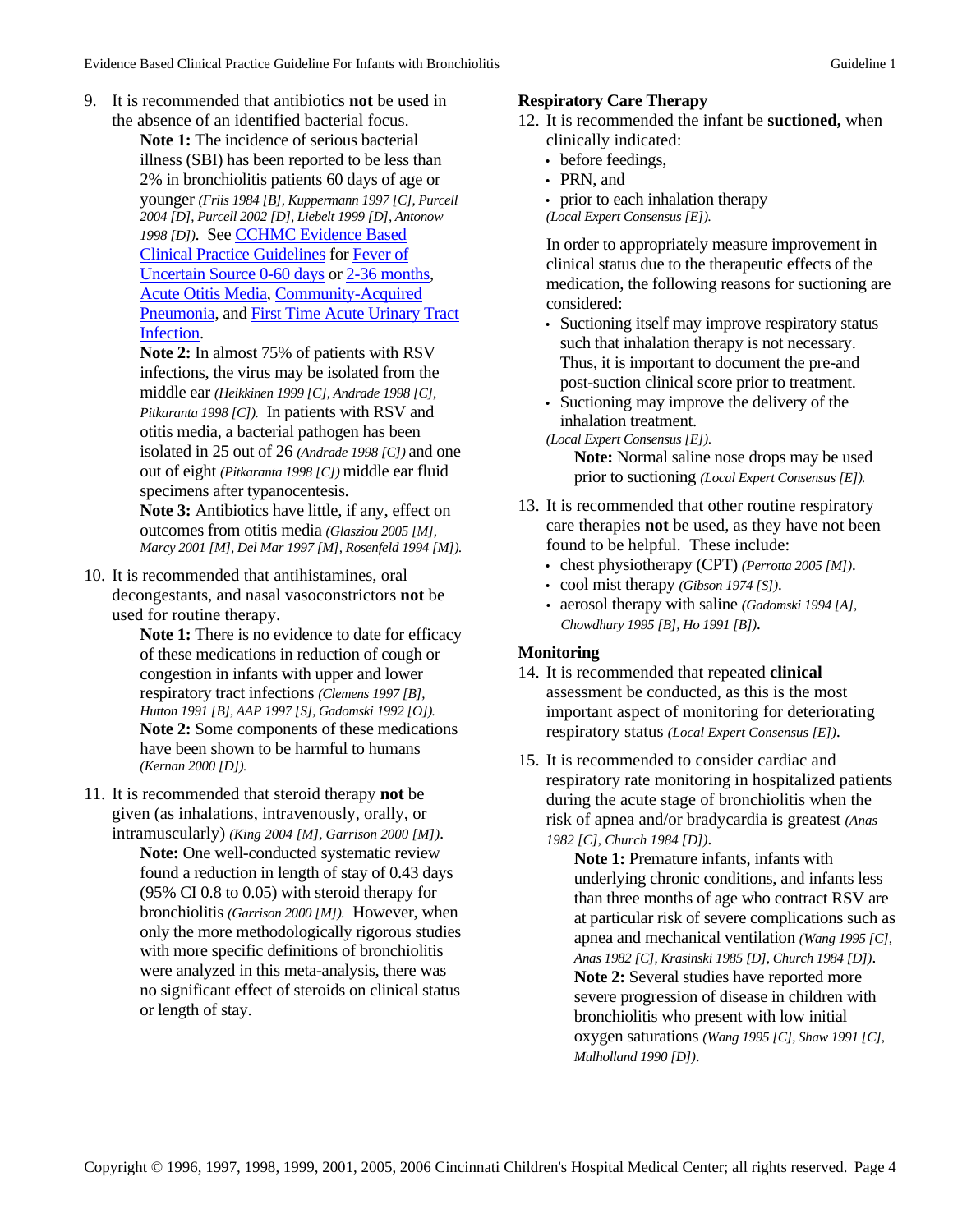9. It is recommended that antibiotics **not** be used in the absence of an identified bacterial focus.

   **Note 1:** The incidence of serious bacterial illness (SBI) has been reported to be less than 2% in bronchiolitis patients 60 days of age or younger *(Friis 1984 [B], Kuppermann 1997 [C], Purcell 2004 [D], Purcell 2002 [D], Liebelt 1999 [D], Antonow 1998 [D])*. See CCHMC Evidence Based Clinical Practice Guidelines for Fever of Uncertain Source 0-60 days or 2-36 months, Acute Otitis Media, Community-Acquired Pneumonia, and First Time Acute Urinary Tract Infection.

   **Note 2:** In almost 75% of patients with RSV infections, the virus may be isolated from the middle ear *(Heikkinen 1999 [C], Andrade 1998 [C], Pitkaranta 1998 [C])*. In patients with RSV and otitis media, a bacterial pathogen has been isolated in 25 out of 26 *(Andrade 1998 [C])* and one out of eight *(Pitkaranta 1998 [C])* middle ear fluid specimens after typanocentesis.

   **Note 3:** Antibiotics have little, if any, effect on outcomes from otitis media *(Glasziou 2005 [M], Marcy 2001 [M], Del Mar 1997 [M], Rosenfeld 1994 [M])*.

10. It is recommended that antihistamines, oral decongestants, and nasal vasoconstrictors **not** be used for routine therapy.

    **Note 1:** There is no evidence to date for efficacy of these medications in reduction of cough or congestion in infants with upper and lower respiratory tract infections *(Clemens 1997 [B], Hutton 1991 [B], AAP 1997 [S], Gadomski 1992 [O])*.

    **Note 2:** Some components of these medications have been shown to be harmful to humans *(Kernan 2000 [D])*.

11. It is recommended that steroid therapy **not** be given (as inhalations, intravenously, orally, or intramuscularly) *(King 2004 [M], Garrison 2000 [M])*.

    **Note:** One well-conducted systematic review found a reduction in length of stay of 0.43 days (95% CI 0.8 to 0.05) with steroid therapy for bronchiolitis *(Garrison 2000 [M])*. However, when only the more methodologically rigorous studies with more specific definitions of bronchiolitis were analyzed in this meta-analysis, there was no significant effect of steroids on clinical status or length of stay.

**Respiratory Care Therapy**

12. It is recommended the infant be **suctioned,** when clinically indicated:
    - before feedings,
    - PRN, and
    - prior to each inhalation therapy

    *(Local Expert Consensus [E]).*

    In order to appropriately measure improvement in clinical status due to the therapeutic effects of the medication, the following reasons for suctioning are considered:
    - Suctioning itself may improve respiratory status such that inhalation therapy is not necessary. Thus, it is important to document the pre-and post-suction clinical score prior to treatment.
    - Suctioning may improve the delivery of the inhalation treatment.

    *(Local Expert Consensus [E]).*

    **Note:** Normal saline nose drops may be used prior to suctioning *(Local Expert Consensus [E])*.

13. It is recommended that other routine respiratory care therapies **not** be used, as they have not been found to be helpful. These include:
    - chest physiotherapy (CPT) *(Perrotta 2005 [M])*.
    - cool mist therapy *(Gibson 1974 [S])*.
    - aerosol therapy with saline *(Gadomski 1994 [A], Chowdhury 1995 [B], Ho 1991 [B])*.

**Monitoring**

14. It is recommended that repeated **clinical** assessment be conducted, as this is the most important aspect of monitoring for deteriorating respiratory status *(Local Expert Consensus [E])*.

15. It is recommended to consider cardiac and respiratory rate monitoring in hospitalized patients during the acute stage of bronchiolitis when the risk of apnea and/or bradycardia is greatest *(Anas 1982 [C], Church 1984 [D])*.

    **Note 1:** Premature infants, infants with underlying chronic conditions, and infants less than three months of age who contract RSV are at particular risk of severe complications such as apnea and mechanical ventilation *(Wang 1995 [C], Anas 1982 [C], Krasinski 1985 [D], Church 1984 [D])*.

    **Note 2:** Several studies have reported more severe progression of disease in children with bronchiolitis who present with low initial oxygen saturations *(Wang 1995 [C], Shaw 1991 [C], Mulholland 1990 [D])*.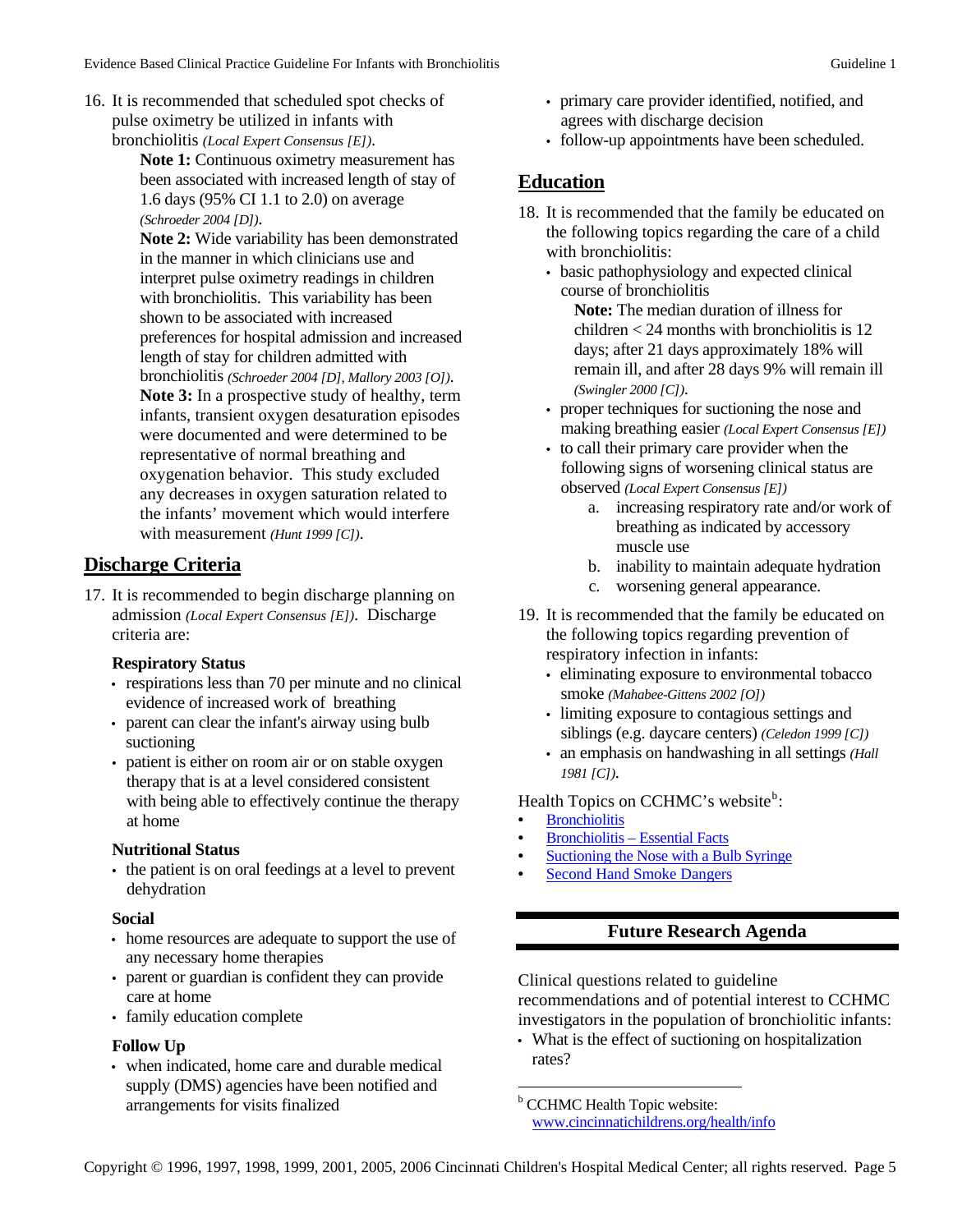16. It is recommended that scheduled spot checks of pulse oximetry be utilized in infants with bronchiolitis *(Local Expert Consensus [E])*.

    **Note 1:** Continuous oximetry measurement has been associated with increased length of stay of 1.6 days (95% CI 1.1 to 2.0) on average *(Schroeder 2004 [D])*.

    **Note 2:** Wide variability has been demonstrated in the manner in which clinicians use and interpret pulse oximetry readings in children with bronchiolitis. This variability has been shown to be associated with increased preferences for hospital admission and increased length of stay for children admitted with bronchiolitis *(Schroeder 2004 [D], Mallory 2003 [O])*.

    **Note 3:** In a prospective study of healthy, term infants, transient oxygen desaturation episodes were documented and were determined to be representative of normal breathing and oxygenation behavior. This study excluded any decreases in oxygen saturation related to the infants' movement which would interfere with measurement *(Hunt 1999 [C])*.

## Discharge Criteria

17. It is recommended to begin discharge planning on admission *(Local Expert Consensus [E])*. Discharge criteria are:

    **Respiratory Status**
    - respirations less than 70 per minute and no clinical evidence of increased work of breathing
    - parent can clear the infant's airway using bulb suctioning
    - patient is either on room air or on stable oxygen therapy that is at a level considered consistent with being able to effectively continue the therapy at home

    **Nutritional Status**
    - the patient is on oral feedings at a level to prevent dehydration

    **Social**
    - home resources are adequate to support the use of any necessary home therapies
    - parent or guardian is confident they can provide care at home
    - family education complete

    **Follow Up**
    - when indicated, home care and durable medical supply (DMS) agencies have been notified and arrangements for visits finalized
    - primary care provider identified, notified, and agrees with discharge decision
    - follow-up appointments have been scheduled.

## Education

18. It is recommended that the family be educated on the following topics regarding the care of a child with bronchiolitis:
    - basic pathophysiology and expected clinical course of bronchiolitis

      **Note:** The median duration of illness for children < 24 months with bronchiolitis is 12 days; after 21 days approximately 18% will remain ill, and after 28 days 9% will remain ill *(Swingler 2000 [C])*.
    - proper techniques for suctioning the nose and making breathing easier *(Local Expert Consensus [E])*
    - to call their primary care provider when the following signs of worsening clinical status are observed *(Local Expert Consensus [E])*
        a. increasing respiratory rate and/or work of breathing as indicated by accessory muscle use
        b. inability to maintain adequate hydration
        c. worsening general appearance.

19. It is recommended that the family be educated on the following topics regarding prevention of respiratory infection in infants:
    - eliminating exposure to environmental tobacco smoke *(Mahabee-Gittens 2002 [O])*
    - limiting exposure to contagious settings and siblings (e.g. daycare centers) *(Celedon 1999 [C])*
    - an emphasis on handwashing in all settings *(Hall 1981 [C])*.

Health Topics on CCHMC's website[b]:

- Bronchiolitis
- Bronchiolitis – Essential Facts
- Suctioning the Nose with a Bulb Syringe
- Second Hand Smoke Dangers

## Future Research Agenda

Clinical questions related to guideline recommendations and of potential interest to CCHMC investigators in the population of bronchiolitic infants:

- What is the effect of suctioning on hospitalization rates?

[b] CCHMC Health Topic website: www.cincinnatichildrens.org/health/info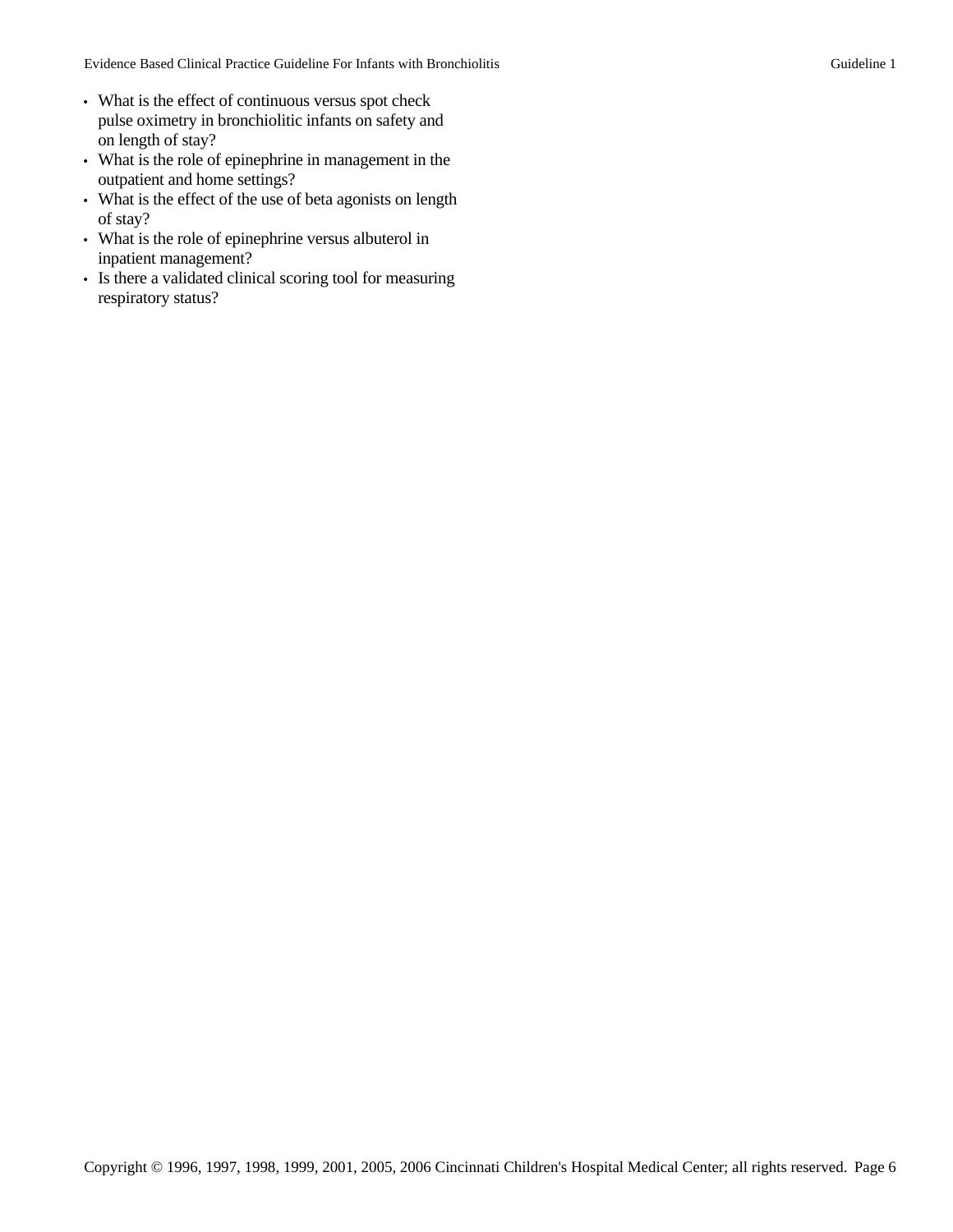- What is the effect of continuous versus spot check pulse oximetry in bronchiolitic infants on safety and on length of stay?
- What is the role of epinephrine in management in the outpatient and home settings?
- What is the effect of the use of beta agonists on length of stay?
- What is the role of epinephrine versus albuterol in inpatient management?
- Is there a validated clinical scoring tool for measuring respiratory status?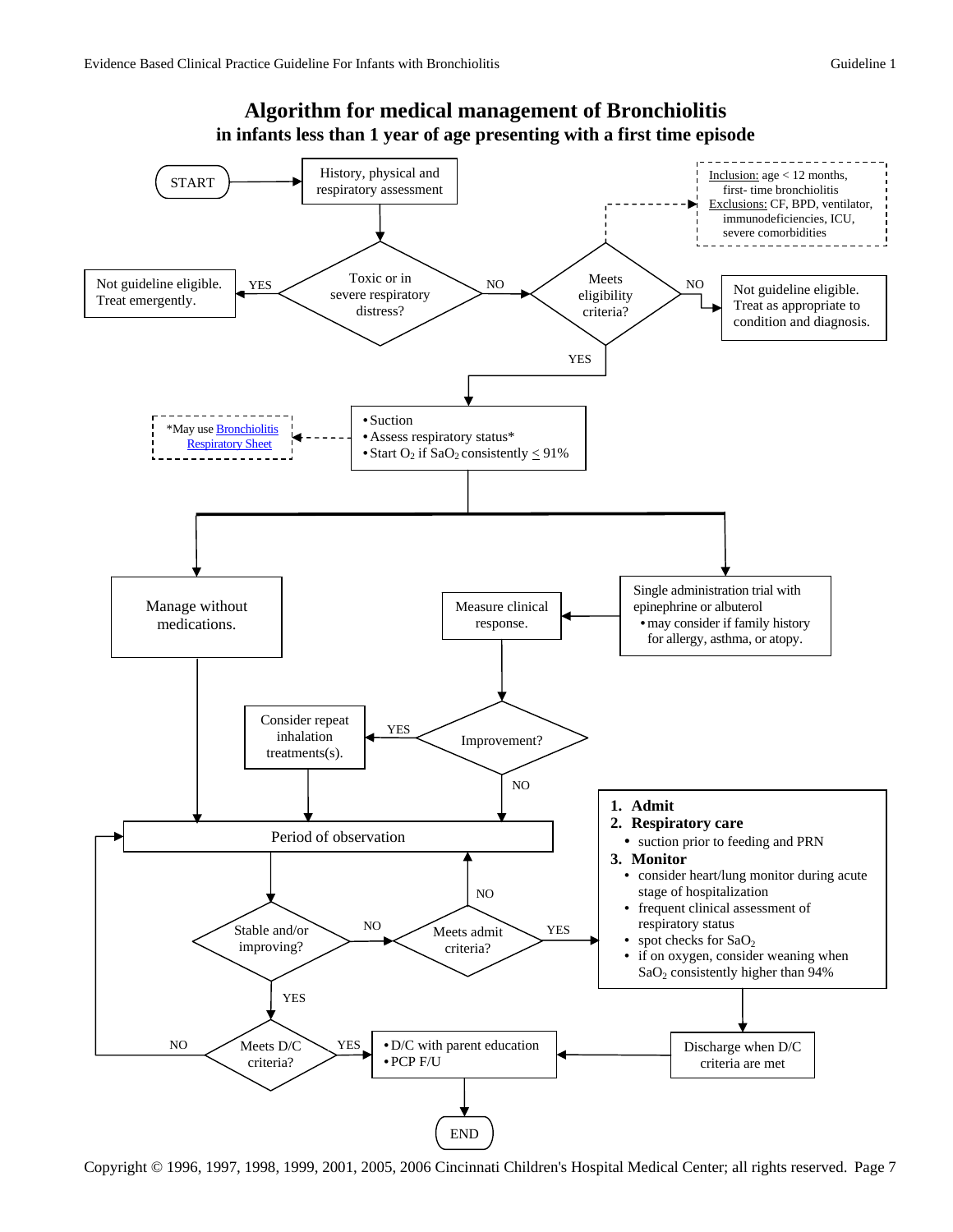# Algorithm for medical management of Bronchiolitis

## in infants less than 1 year of age presenting with a first time episode

START → History, physical and respiratory assessment

**Toxic or in severe respiratory distress?**
- YES → Not guideline eligible. Treat emergently.
- NO → Meets eligibility criteria?

Inclusion: age < 12 months, first- time bronchiolitis
Exclusions: CF, BPD, ventilator, immunodeficiencies, ICU, severe comorbidities

**Meets eligibility criteria?**
- NO → Not guideline eligible. Treat as appropriate to condition and diagnosis.
- YES →
  - Suction
  - Assess respiratory status*
  - Start $O_2$ if $SaO_2$ consistently ≤ 91%

*May use Bronchiolitis Respiratory Sheet

Then either:
- Manage without medications. → Period of observation
- Single administration trial with epinephrine or albuterol
  - may consider if family history for allergy, asthma, or atopy.

  → Measure clinical response. → **Improvement?**
  - YES → Consider repeat inhalation treatments(s). → Period of observation
  - NO → Period of observation

**Period of observation** → **Stable and/or improving?**
- NO → **Meets admit criteria?**
  - NO → Period of observation
  - YES →
    1. **Admit**
    2. **Respiratory care**
       - suction prior to feeding and PRN
    3. **Monitor**
       - consider heart/lung monitor during acute stage of hospitalization
       - frequent clinical assessment of respiratory status
       - spot checks for $SaO_2$
       - if on oxygen, consider weaning when $SaO_2$ consistently higher than 94%

    → Discharge when D/C criteria are met → D/C with parent education / PCP F/U
- YES → **Meets D/C criteria?**
  - NO → Period of observation
  - YES →
    - D/C with parent education
    - PCP F/U

    → END

Copyright © 1996, 1997, 1998, 1999, 2001, 2005, 2006 Cincinnati Children's Hospital Medical Center; all rights reserved.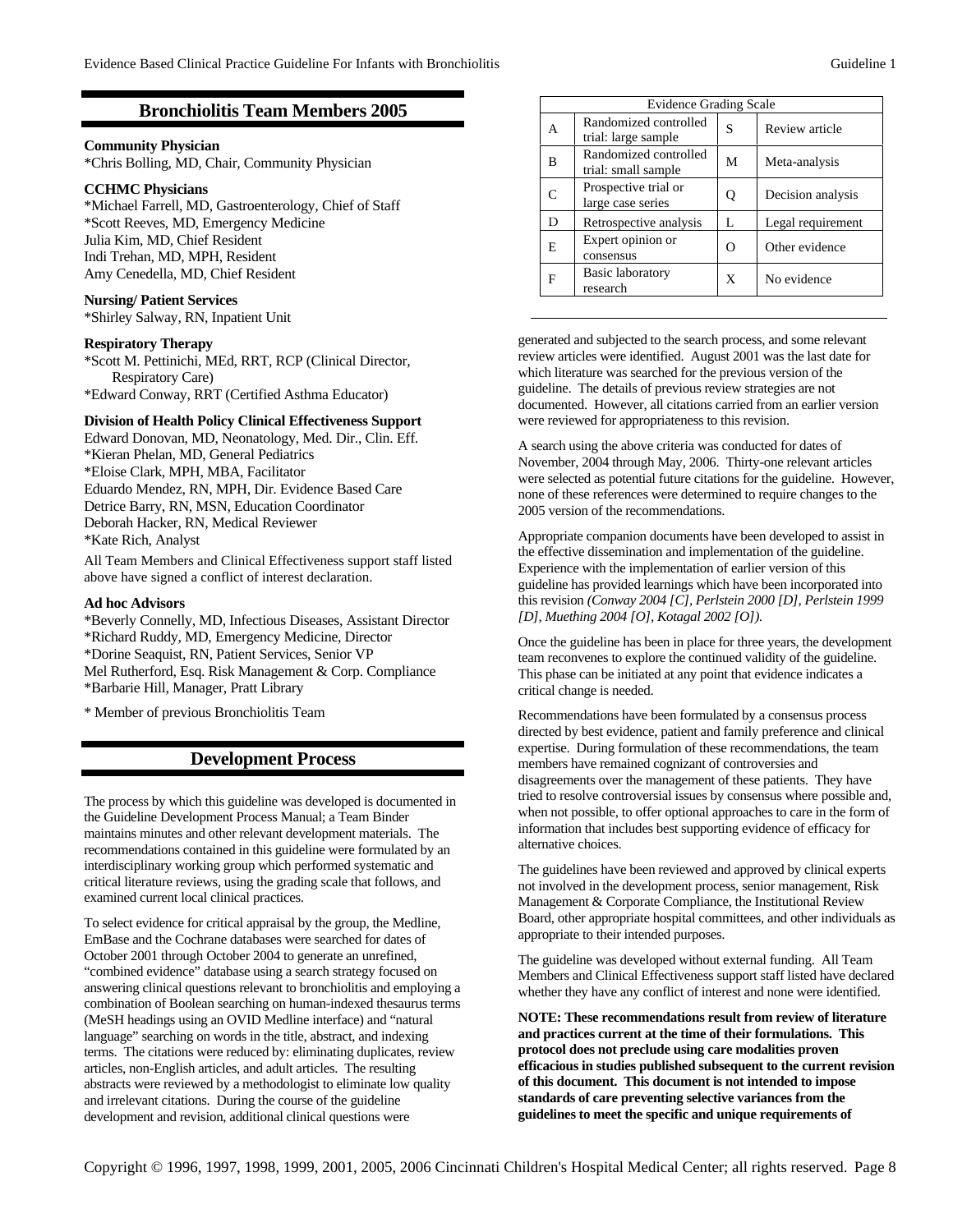## Bronchiolitis Team Members 2005

**Community Physician**
*Chris Bolling, MD, Chair, Community Physician

**CCHMC Physicians**
*Michael Farrell, MD, Gastroenterology, Chief of Staff
*Scott Reeves, MD, Emergency Medicine
Julia Kim, MD, Chief Resident
Indi Trehan, MD, MPH, Resident
Amy Cenedella, MD, Chief Resident

**Nursing/ Patient Services**
*Shirley Salway, RN, Inpatient Unit

**Respiratory Therapy**
*Scott M. Pettinichi, MEd, RRT, RCP (Clinical Director, Respiratory Care)
*Edward Conway, RRT (Certified Asthma Educator)

**Division of Health Policy Clinical Effectiveness Support**
Edward Donovan, MD, Neonatology, Med. Dir., Clin. Eff.
*Kieran Phelan, MD, General Pediatrics
*Eloise Clark, MPH, MBA, Facilitator
Eduardo Mendez, RN, MPH, Dir. Evidence Based Care
Detrice Barry, RN, MSN, Education Coordinator
Deborah Hacker, RN, Medical Reviewer
*Kate Rich, Analyst

All Team Members and Clinical Effectiveness support staff listed above have signed a conflict of interest declaration.

**Ad hoc Advisors**
*Beverly Connelly, MD, Infectious Diseases, Assistant Director
*Richard Ruddy, MD, Emergency Medicine, Director
*Dorine Seaquist, RN, Patient Services, Senior VP
Mel Rutherford, Esq. Risk Management & Corp. Compliance
*Barbarie Hill, Manager, Pratt Library

* Member of previous Bronchiolitis Team

## Development Process

The process by which this guideline was developed is documented in the Guideline Development Process Manual; a Team Binder maintains minutes and other relevant development materials. The recommendations contained in this guideline were formulated by an interdisciplinary working group which performed systematic and critical literature reviews, using the grading scale that follows, and examined current local clinical practices.

| Evidence Grading Scale | | | |
|---|---|---|---|
| A | Randomized controlled trial: large sample | S | Review article |
| B | Randomized controlled trial: small sample | M | Meta-analysis |
| C | Prospective trial or large case series | Q | Decision analysis |
| D | Retrospective analysis | L | Legal requirement |
| E | Expert opinion or consensus | O | Other evidence |
| F | Basic laboratory research | X | No evidence |

To select evidence for critical appraisal by the group, the Medline, EmBase and the Cochrane databases were searched for dates of October 2001 through October 2004 to generate an unrefined, "combined evidence" database using a search strategy focused on answering clinical questions relevant to bronchiolitis and employing a combination of Boolean searching on human-indexed thesaurus terms (MeSH headings using an OVID Medline interface) and "natural language" searching on words in the title, abstract, and indexing terms. The citations were reduced by: eliminating duplicates, review articles, non-English articles, and adult articles. The resulting abstracts were reviewed by a methodologist to eliminate low quality and irrelevant citations. During the course of the guideline development and revision, additional clinical questions were generated and subjected to the search process, and some relevant review articles were identified. August 2001 was the last date for which literature was searched for the previous version of the guideline. The details of previous review strategies are not documented. However, all citations carried from an earlier version were reviewed for appropriateness to this revision.

A search using the above criteria was conducted for dates of November, 2004 through May, 2006. Thirty-one relevant articles were selected as potential future citations for the guideline. However, none of these references were determined to require changes to the 2005 version of the recommendations.

Appropriate companion documents have been developed to assist in the effective dissemination and implementation of the guideline. Experience with the implementation of earlier version of this guideline has provided learnings which have been incorporated into this revision *(Conway 2004 [C], Perlstein 2000 [D], Perlstein 1999 [D], Muething 2004 [O], Kotagal 2002 [O]).*

Once the guideline has been in place for three years, the development team reconvenes to explore the continued validity of the guideline. This phase can be initiated at any point that evidence indicates a critical change is needed.

Recommendations have been formulated by a consensus process directed by best evidence, patient and family preference and clinical expertise. During formulation of these recommendations, the team members have remained cognizant of controversies and disagreements over the management of these patients. They have tried to resolve controversial issues by consensus where possible and, when not possible, to offer optional approaches to care in the form of information that includes best supporting evidence of efficacy for alternative choices.

The guidelines have been reviewed and approved by clinical experts not involved in the development process, senior management, Risk Management & Corporate Compliance, the Institutional Review Board, other appropriate hospital committees, and other individuals as appropriate to their intended purposes.

The guideline was developed without external funding. All Team Members and Clinical Effectiveness support staff listed have declared whether they have any conflict of interest and none were identified.

**NOTE: These recommendations result from review of literature and practices current at the time of their formulations. This protocol does not preclude using care modalities proven efficacious in studies published subsequent to the current revision of this document. This document is not intended to impose standards of care preventing selective variances from the guidelines to meet the specific and unique requirements of**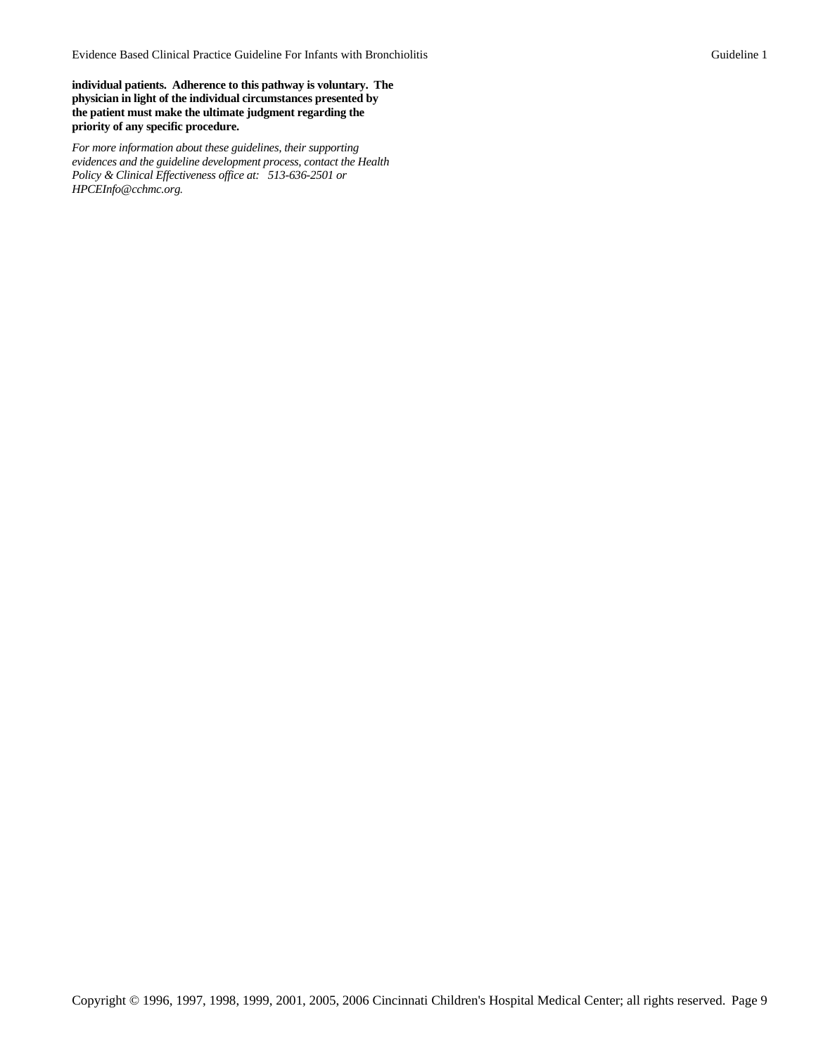**individual patients. Adherence to this pathway is voluntary. The physician in light of the individual circumstances presented by the patient must make the ultimate judgment regarding the priority of any specific procedure.**

*For more information about these guidelines, their supporting evidences and the guideline development process, contact the Health Policy & Clinical Effectiveness office at: 513-636-2501 or HPCEInfo@cchmc.org.*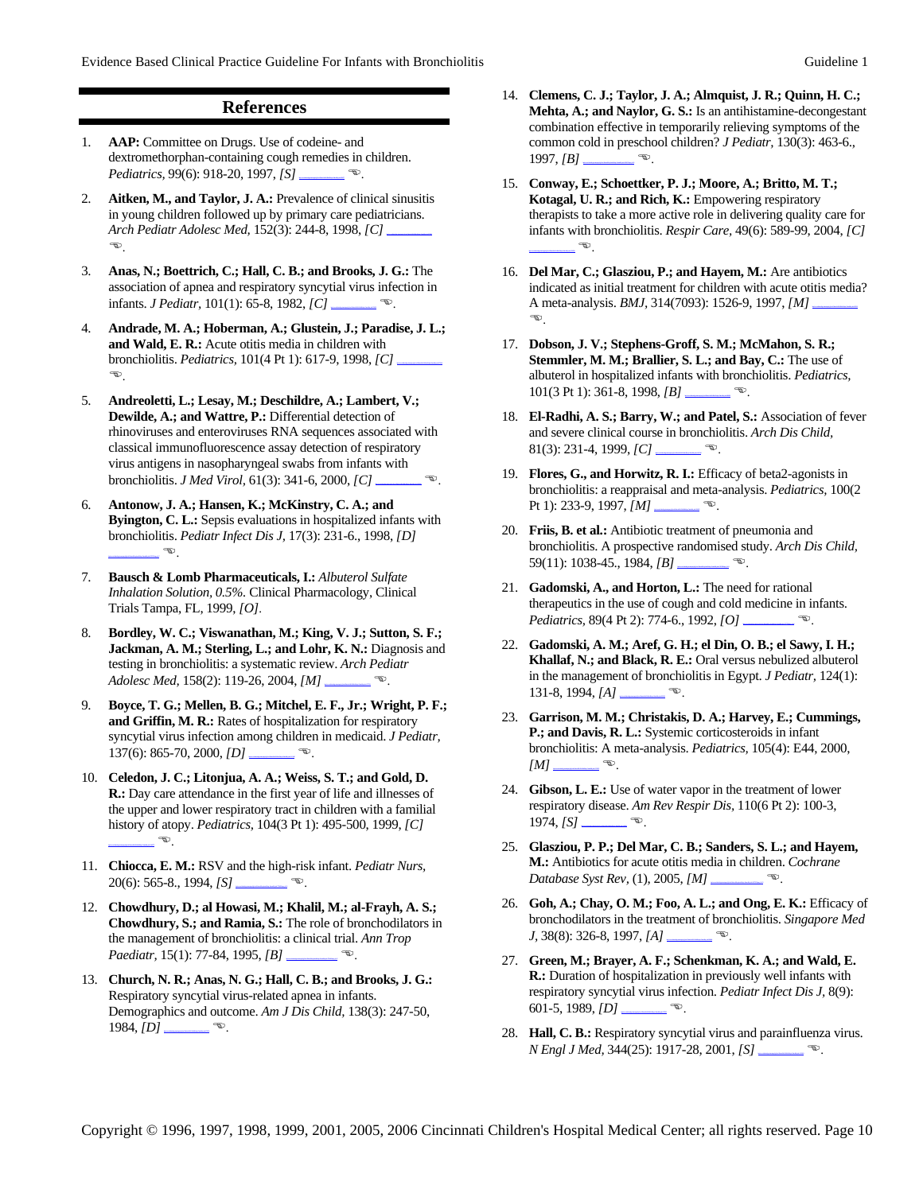## References

1. **AAP:** Committee on Drugs. Use of codeine- and dextromethorphan-containing cough remedies in children. *Pediatrics,* 99(6): 918-20, 1997, *[S]* ______ ☜.

2. **Aitken, M., and Taylor, J. A.:** Prevalence of clinical sinusitis in young children followed up by primary care pediatricians. *Arch Pediatr Adolesc Med,* 152(3): 244-8, 1998, *[C]* ______ ☜.

3. **Anas, N.; Boettrich, C.; Hall, C. B.; and Brooks, J. G.:** The association of apnea and respiratory syncytial virus infection in infants. *J Pediatr,* 101(1): 65-8, 1982, *[C]* ______ ☜.

4. **Andrade, M. A.; Hoberman, A.; Glustein, J.; Paradise, J. L.; and Wald, E. R.:** Acute otitis media in children with bronchiolitis. *Pediatrics,* 101(4 Pt 1): 617-9, 1998, *[C]* ______ ☜.

5. **Andreoletti, L.; Lesay, M.; Deschildre, A.; Lambert, V.; Dewilde, A.; and Wattre, P.:** Differential detection of rhinoviruses and enteroviruses RNA sequences associated with classical immunofluorescence assay detection of respiratory virus antigens in nasopharyngeal swabs from infants with bronchiolitis. *J Med Virol,* 61(3): 341-6, 2000, *[C]* ______ ☜.

6. **Antonow, J. A.; Hansen, K.; McKinstry, C. A.; and Byington, C. L.:** Sepsis evaluations in hospitalized infants with bronchiolitis. *Pediatr Infect Dis J,* 17(3): 231-6., 1998, *[D]* ______ ☜.

7. **Bausch & Lomb Pharmaceuticals, I.:** *Albuterol Sulfate Inhalation Solution, 0.5%.* Clinical Pharmacology, Clinical Trials Tampa, FL, 1999, *[O]*.

8. **Bordley, W. C.; Viswanathan, M.; King, V. J.; Sutton, S. F.; Jackman, A. M.; Sterling, L.; and Lohr, K. N.:** Diagnosis and testing in bronchiolitis: a systematic review. *Arch Pediatr Adolesc Med,* 158(2): 119-26, 2004, *[M]* ______ ☜.

9. **Boyce, T. G.; Mellen, B. G.; Mitchel, E. F., Jr.; Wright, P. F.; and Griffin, M. R.:** Rates of hospitalization for respiratory syncytial virus infection among children in medicaid. *J Pediatr,* 137(6): 865-70, 2000, *[D]* ______ ☜.

10. **Celedon, J. C.; Litonjua, A. A.; Weiss, S. T.; and Gold, D. R.:** Day care attendance in the first year of life and illnesses of the upper and lower respiratory tract in children with a familial history of atopy. *Pediatrics,* 104(3 Pt 1): 495-500, 1999, *[C]* ______ ☜.

11. **Chiocca, E. M.:** RSV and the high-risk infant. *Pediatr Nurs,* 20(6): 565-8., 1994, *[S]* ______ ☜.

12. **Chowdhury, D.; al Howasi, M.; Khalil, M.; al-Frayh, A. S.; Chowdhury, S.; and Ramia, S.:** The role of bronchodilators in the management of bronchiolitis: a clinical trial. *Ann Trop Paediatr,* 15(1): 77-84, 1995, *[B]* ______ ☜.

13. **Church, N. R.; Anas, N. G.; Hall, C. B.; and Brooks, J. G.:** Respiratory syncytial virus-related apnea in infants. Demographics and outcome. *Am J Dis Child,* 138(3): 247-50, 1984, *[D]* ______ ☜.

14. **Clemens, C. J.; Taylor, J. A.; Almquist, J. R.; Quinn, H. C.; Mehta, A.; and Naylor, G. S.:** Is an antihistamine-decongestant combination effective in temporarily relieving symptoms of the common cold in preschool children? *J Pediatr,* 130(3): 463-6., 1997, *[B]* ______ ☜.

15. **Conway, E.; Schoettker, P. J.; Moore, A.; Britto, M. T.; Kotagal, U. R.; and Rich, K.:** Empowering respiratory therapists to take a more active role in delivering quality care for infants with bronchiolitis. *Respir Care,* 49(6): 589-99, 2004, *[C]* ______ ☜.

16. **Del Mar, C.; Glasziou, P.; and Hayem, M.:** Are antibiotics indicated as initial treatment for children with acute otitis media? A meta-analysis. *BMJ,* 314(7093): 1526-9, 1997, *[M]* ______ ☜.

17. **Dobson, J. V.; Stephens-Groff, S. M.; McMahon, S. R.; Stemmler, M. M.; Brallier, S. L.; and Bay, C.:** The use of albuterol in hospitalized infants with bronchiolitis. *Pediatrics,* 101(3 Pt 1): 361-8, 1998, *[B]* ______ ☜.

18. **El-Radhi, A. S.; Barry, W.; and Patel, S.:** Association of fever and severe clinical course in bronchiolitis. *Arch Dis Child,* 81(3): 231-4, 1999, *[C]* ______ ☜.

19. **Flores, G., and Horwitz, R. I.:** Efficacy of beta2-agonists in bronchiolitis: a reappraisal and meta-analysis. *Pediatrics,* 100(2 Pt 1): 233-9, 1997, *[M]* ______ ☜.

20. **Friis, B. et al.:** Antibiotic treatment of pneumonia and bronchiolitis. A prospective randomised study. *Arch Dis Child,* 59(11): 1038-45., 1984, *[B]* ______ ☜.

21. **Gadomski, A., and Horton, L.:** The need for rational therapeutics in the use of cough and cold medicine in infants. *Pediatrics,* 89(4 Pt 2): 774-6., 1992, *[O]* ______ ☜.

22. **Gadomski, A. M.; Aref, G. H.; el Din, O. B.; el Sawy, I. H.; Khallaf, N.; and Black, R. E.:** Oral versus nebulized albuterol in the management of bronchiolitis in Egypt. *J Pediatr,* 124(1): 131-8, 1994, *[A]* ______ ☜.

23. **Garrison, M. M.; Christakis, D. A.; Harvey, E.; Cummings, P.; and Davis, R. L.:** Systemic corticosteroids in infant bronchiolitis: A meta-analysis. *Pediatrics,* 105(4): E44, 2000, *[M]* ______ ☜.

24. **Gibson, L. E.:** Use of water vapor in the treatment of lower respiratory disease. *Am Rev Respir Dis,* 110(6 Pt 2): 100-3, 1974, *[S]* ______ ☜.

25. **Glasziou, P. P.; Del Mar, C. B.; Sanders, S. L.; and Hayem, M.:** Antibiotics for acute otitis media in children. *Cochrane Database Syst Rev,* (1), 2005, *[M]* ______ ☜.

26. **Goh, A.; Chay, O. M.; Foo, A. L.; and Ong, E. K.:** Efficacy of bronchodilators in the treatment of bronchiolitis. *Singapore Med J,* 38(8): 326-8, 1997, *[A]* ______ ☜.

27. **Green, M.; Brayer, A. F.; Schenkman, K. A.; and Wald, E. R.:** Duration of hospitalization in previously well infants with respiratory syncytial virus infection. *Pediatr Infect Dis J,* 8(9): 601-5, 1989, *[D]* ______ ☜.

28. **Hall, C. B.:** Respiratory syncytial virus and parainfluenza virus. *N Engl J Med,* 344(25): 1917-28, 2001, *[S]* ______ ☜.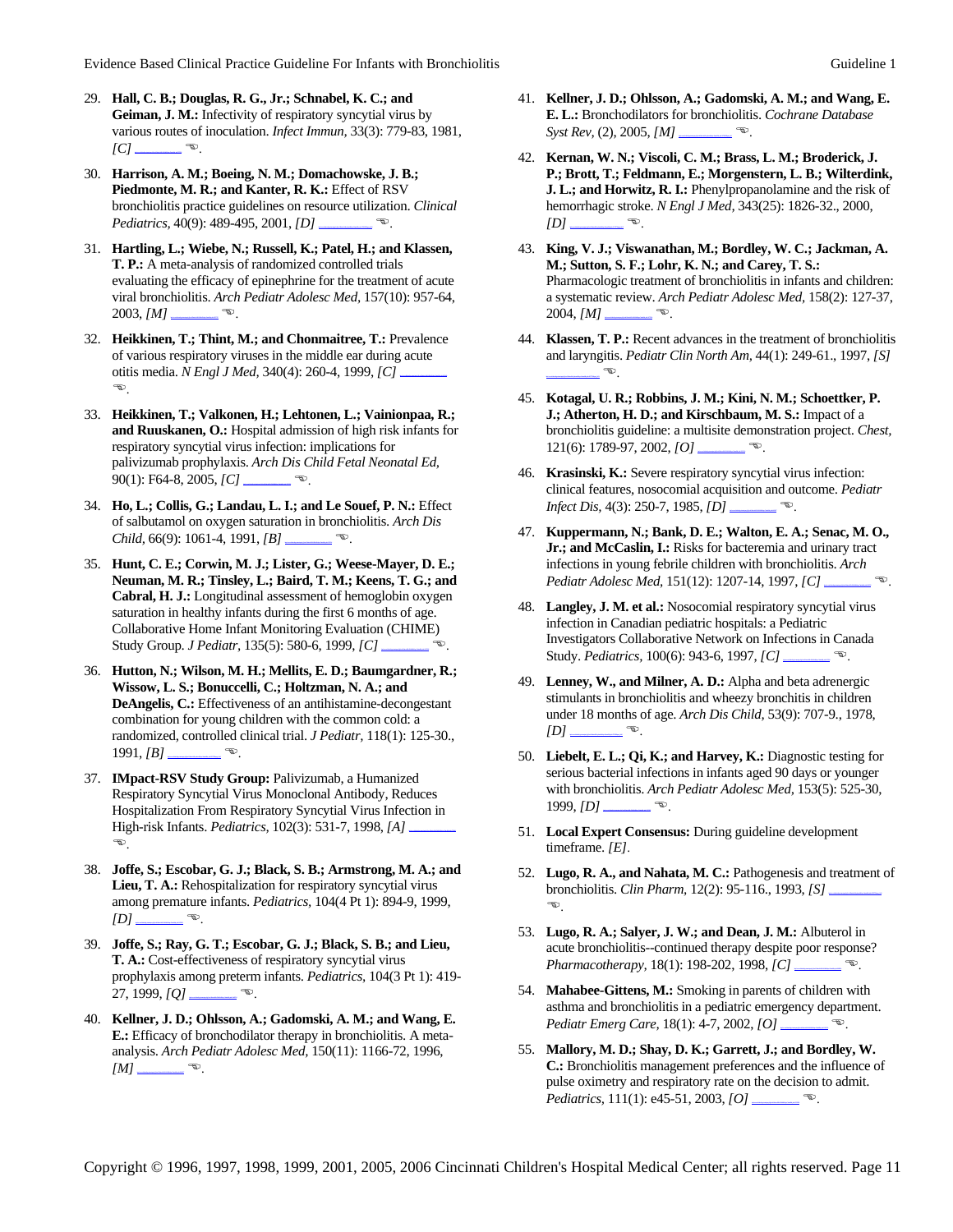29. **Hall, C. B.; Douglas, R. G., Jr.; Schnabel, K. C.; and Geiman, J. M.:** Infectivity of respiratory syncytial virus by various routes of inoculation. *Infect Immun,* 33(3): 779-83, 1981, *[C]* ______ ☜.

30. **Harrison, A. M.; Boeing, N. M.; Domachowske, J. B.; Piedmonte, M. R.; and Kanter, R. K.:** Effect of RSV bronchiolitis practice guidelines on resource utilization. *Clinical Pediatrics,* 40(9): 489-495, 2001, *[D]* ______ ☜.

31. **Hartling, L.; Wiebe, N.; Russell, K.; Patel, H.; and Klassen, T. P.:** A meta-analysis of randomized controlled trials evaluating the efficacy of epinephrine for the treatment of acute viral bronchiolitis. *Arch Pediatr Adolesc Med,* 157(10): 957-64, 2003, *[M]* ______ ☜.

32. **Heikkinen, T.; Thint, M.; and Chonmaitree, T.:** Prevalence of various respiratory viruses in the middle ear during acute otitis media. *N Engl J Med,* 340(4): 260-4, 1999, *[C]* ______ ☜.

33. **Heikkinen, T.; Valkonen, H.; Lehtonen, L.; Vainionpaa, R.; and Ruuskanen, O.:** Hospital admission of high risk infants for respiratory syncytial virus infection: implications for palivizumab prophylaxis. *Arch Dis Child Fetal Neonatal Ed,* 90(1): F64-8, 2005, *[C]* ______ ☜.

34. **Ho, L.; Collis, G.; Landau, L. I.; and Le Souef, P. N.:** Effect of salbutamol on oxygen saturation in bronchiolitis. *Arch Dis Child,* 66(9): 1061-4, 1991, *[B]* ______ ☜.

35. **Hunt, C. E.; Corwin, M. J.; Lister, G.; Weese-Mayer, D. E.; Neuman, M. R.; Tinsley, L.; Baird, T. M.; Keens, T. G.; and Cabral, H. J.:** Longitudinal assessment of hemoglobin oxygen saturation in healthy infants during the first 6 months of age. Collaborative Home Infant Monitoring Evaluation (CHIME) Study Group. *J Pediatr,* 135(5): 580-6, 1999, *[C]* ______ ☜.

36. **Hutton, N.; Wilson, M. H.; Mellits, E. D.; Baumgardner, R.; Wissow, L. S.; Bonuccelli, C.; Holtzman, N. A.; and DeAngelis, C.:** Effectiveness of an antihistamine-decongestant combination for young children with the common cold: a randomized, controlled clinical trial. *J Pediatr,* 118(1): 125-30., 1991, *[B]* ______ ☜.

37. **IMpact-RSV Study Group:** Palivizumab, a Humanized Respiratory Syncytial Virus Monoclonal Antibody, Reduces Hospitalization From Respiratory Syncytial Virus Infection in High-risk Infants. *Pediatrics,* 102(3): 531-7, 1998, *[A]* ______ ☜.

38. **Joffe, S.; Escobar, G. J.; Black, S. B.; Armstrong, M. A.; and Lieu, T. A.:** Rehospitalization for respiratory syncytial virus among premature infants. *Pediatrics,* 104(4 Pt 1): 894-9, 1999, *[D]* ______ ☜.

39. **Joffe, S.; Ray, G. T.; Escobar, G. J.; Black, S. B.; and Lieu, T. A.:** Cost-effectiveness of respiratory syncytial virus prophylaxis among preterm infants. *Pediatrics,* 104(3 Pt 1): 419-27, 1999, *[Q]* ______ ☜.

40. **Kellner, J. D.; Ohlsson, A.; Gadomski, A. M.; and Wang, E. E.:** Efficacy of bronchodilator therapy in bronchiolitis. A meta-analysis. *Arch Pediatr Adolesc Med,* 150(11): 1166-72, 1996, *[M]* ______ ☜.

41. **Kellner, J. D.; Ohlsson, A.; Gadomski, A. M.; and Wang, E. E. L.:** Bronchodilators for bronchiolitis. *Cochrane Database Syst Rev,* (2), 2005, *[M]* ______ ☜.

42. **Kernan, W. N.; Viscoli, C. M.; Brass, L. M.; Broderick, J. P.; Brott, T.; Feldmann, E.; Morgenstern, L. B.; Wilterdink, J. L.; and Horwitz, R. I.:** Phenylpropanolamine and the risk of hemorrhagic stroke. *N Engl J Med,* 343(25): 1826-32., 2000, *[D]* ______ ☜.

43. **King, V. J.; Viswanathan, M.; Bordley, W. C.; Jackman, A. M.; Sutton, S. F.; Lohr, K. N.; and Carey, T. S.:** Pharmacologic treatment of bronchiolitis in infants and children: a systematic review. *Arch Pediatr Adolesc Med,* 158(2): 127-37, 2004, *[M]* ______ ☜.

44. **Klassen, T. P.:** Recent advances in the treatment of bronchiolitis and laryngitis. *Pediatr Clin North Am,* 44(1): 249-61., 1997, *[S]* ______ ☜.

45. **Kotagal, U. R.; Robbins, J. M.; Kini, N. M.; Schoettker, P. J.; Atherton, H. D.; and Kirschbaum, M. S.:** Impact of a bronchiolitis guideline: a multisite demonstration project. *Chest,* 121(6): 1789-97, 2002, *[O]* ______ ☜.

46. **Krasinski, K.:** Severe respiratory syncytial virus infection: clinical features, nosocomial acquisition and outcome. *Pediatr Infect Dis,* 4(3): 250-7, 1985, *[D]* ______ ☜.

47. **Kuppermann, N.; Bank, D. E.; Walton, E. A.; Senac, M. O., Jr.; and McCaslin, I.:** Risks for bacteremia and urinary tract infections in young febrile children with bronchiolitis. *Arch Pediatr Adolesc Med,* 151(12): 1207-14, 1997, *[C]* ______ ☜.

48. **Langley, J. M. et al.:** Nosocomial respiratory syncytial virus infection in Canadian pediatric hospitals: a Pediatric Investigators Collaborative Network on Infections in Canada Study. *Pediatrics,* 100(6): 943-6, 1997, *[C]* ______ ☜.

49. **Lenney, W., and Milner, A. D.:** Alpha and beta adrenergic stimulants in bronchiolitis and wheezy bronchitis in children under 18 months of age. *Arch Dis Child,* 53(9): 707-9., 1978, *[D]* ______ ☜.

50. **Liebelt, E. L.; Qi, K.; and Harvey, K.:** Diagnostic testing for serious bacterial infections in infants aged 90 days or younger with bronchiolitis. *Arch Pediatr Adolesc Med,* 153(5): 525-30, 1999, *[D]* ______ ☜.

51. **Local Expert Consensus:** During guideline development timeframe. *[E]*.

52. **Lugo, R. A., and Nahata, M. C.:** Pathogenesis and treatment of bronchiolitis. *Clin Pharm,* 12(2): 95-116., 1993, *[S]* ______ ☜.

53. **Lugo, R. A.; Salyer, J. W.; and Dean, J. M.:** Albuterol in acute bronchiolitis--continued therapy despite poor response? *Pharmacotherapy,* 18(1): 198-202, 1998, *[C]* ______ ☜.

54. **Mahabee-Gittens, M.:** Smoking in parents of children with asthma and bronchiolitis in a pediatric emergency department. *Pediatr Emerg Care,* 18(1): 4-7, 2002, *[O]* ______ ☜.

55. **Mallory, M. D.; Shay, D. K.; Garrett, J.; and Bordley, W. C.:** Bronchiolitis management preferences and the influence of pulse oximetry and respiratory rate on the decision to admit. *Pediatrics,* 111(1): e45-51, 2003, *[O]* ______ ☜.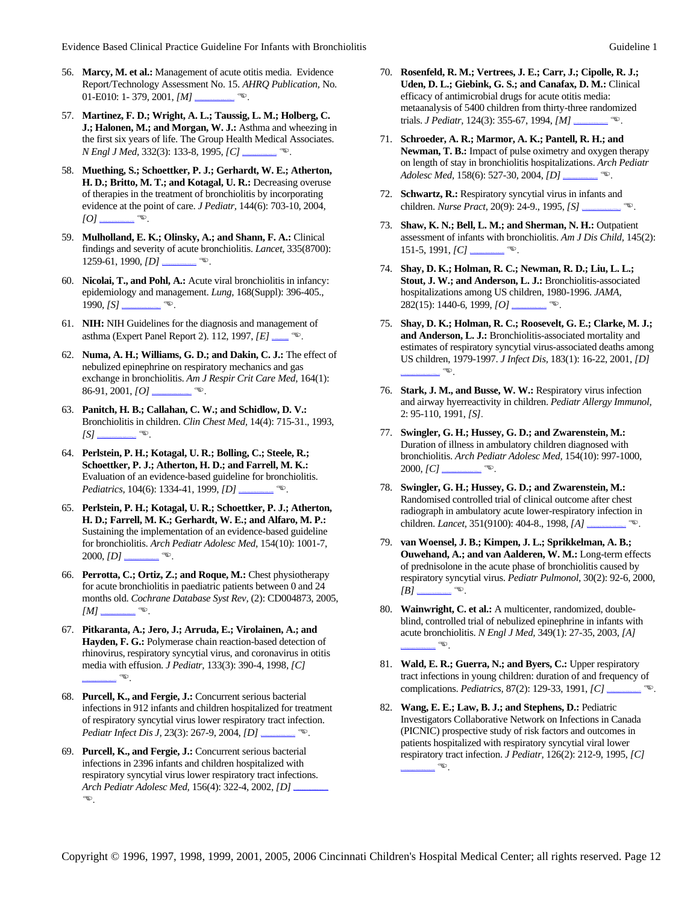56. **Marcy, M. et al.:** Management of acute otitis media. Evidence Report/Technology Assessment No. 15. *AHRQ Publication,* No. 01-E010: 1- 379, 2001, *[M]* _______ ☜.

57. **Martinez, F. D.; Wright, A. L.; Taussig, L. M.; Holberg, C. J.; Halonen, M.; and Morgan, W. J.:** Asthma and wheezing in the first six years of life. The Group Health Medical Associates. *N Engl J Med,* 332(3): 133-8, 1995, *[C]* _______ ☜.

58. **Muething, S.; Schoettker, P. J.; Gerhardt, W. E.; Atherton, H. D.; Britto, M. T.; and Kotagal, U. R.:** Decreasing overuse of therapies in the treatment of bronchiolitis by incorporating evidence at the point of care. *J Pediatr,* 144(6): 703-10, 2004, *[O]* _______ ☜.

59. **Mulholland, E. K.; Olinsky, A.; and Shann, F. A.:** Clinical findings and severity of acute bronchiolitis. *Lancet,* 335(8700): 1259-61, 1990, *[D]* _______ ☜.

60. **Nicolai, T., and Pohl, A.:** Acute viral bronchiolitis in infancy: epidemiology and management. *Lung,* 168(Suppl): 396-405., 1990, *[S]* _______ ☜.

61. **NIH:** NIH Guidelines for the diagnosis and management of asthma (Expert Panel Report 2). 112, 1997, *[E]* ___ ☜.

62. **Numa, A. H.; Williams, G. D.; and Dakin, C. J.:** The effect of nebulized epinephrine on respiratory mechanics and gas exchange in bronchiolitis. *Am J Respir Crit Care Med,* 164(1): 86-91, 2001, *[O]* _______ ☜.

63. **Panitch, H. B.; Callahan, C. W.; and Schidlow, D. V.:** Bronchiolitis in children. *Clin Chest Med,* 14(4): 715-31., 1993, *[S]* _______ ☜.

64. **Perlstein, P. H.; Kotagal, U. R.; Bolling, C.; Steele, R.; Schoettker, P. J.; Atherton, H. D.; and Farrell, M. K.:** Evaluation of an evidence-based guideline for bronchiolitis. *Pediatrics,* 104(6): 1334-41, 1999, *[D]* _______ ☜.

65. **Perlstein, P. H.; Kotagal, U. R.; Schoettker, P. J.; Atherton, H. D.; Farrell, M. K.; Gerhardt, W. E.; and Alfaro, M. P.:** Sustaining the implementation of an evidence-based guideline for bronchiolitis. *Arch Pediatr Adolesc Med,* 154(10): 1001-7, 2000, *[D]* _______ ☜.

66. **Perrotta, C.; Ortiz, Z.; and Roque, M.:** Chest physiotherapy for acute bronchiolitis in paediatric patients between 0 and 24 months old. *Cochrane Database Syst Rev,* (2): CD004873, 2005, *[M]* _______ ☜.

67. **Pitkaranta, A.; Jero, J.; Arruda, E.; Virolainen, A.; and Hayden, F. G.:** Polymerase chain reaction-based detection of rhinovirus, respiratory syncytial virus, and coronavirus in otitis media with effusion. *J Pediatr,* 133(3): 390-4, 1998, *[C]* _______ ☜.

68. **Purcell, K., and Fergie, J.:** Concurrent serious bacterial infections in 912 infants and children hospitalized for treatment of respiratory syncytial virus lower respiratory tract infection. *Pediatr Infect Dis J,* 23(3): 267-9, 2004, *[D]* _______ ☜.

69. **Purcell, K., and Fergie, J.:** Concurrent serious bacterial infections in 2396 infants and children hospitalized with respiratory syncytial virus lower respiratory tract infections. *Arch Pediatr Adolesc Med,* 156(4): 322-4, 2002, *[D]* _______ ☜.

70. **Rosenfeld, R. M.; Vertrees, J. E.; Carr, J.; Cipolle, R. J.; Uden, D. L.; Giebink, G. S.; and Canafax, D. M.:** Clinical efficacy of antimicrobial drugs for acute otitis media: metaanalysis of 5400 children from thirty-three randomized trials. *J Pediatr,* 124(3): 355-67, 1994, *[M]* _______ ☜.

71. **Schroeder, A. R.; Marmor, A. K.; Pantell, R. H.; and Newman, T. B.:** Impact of pulse oximetry and oxygen therapy on length of stay in bronchiolitis hospitalizations. *Arch Pediatr Adolesc Med,* 158(6): 527-30, 2004, *[D]* _______ ☜.

72. **Schwartz, R.:** Respiratory syncytial virus in infants and children. *Nurse Pract,* 20(9): 24-9., 1995, *[S]* _______ ☜.

73. **Shaw, K. N.; Bell, L. M.; and Sherman, N. H.:** Outpatient assessment of infants with bronchiolitis. *Am J Dis Child,* 145(2): 151-5, 1991, *[C]* _______ ☜.

74. **Shay, D. K.; Holman, R. C.; Newman, R. D.; Liu, L. L.; Stout, J. W.; and Anderson, L. J.:** Bronchiolitis-associated hospitalizations among US children, 1980-1996. *JAMA,* 282(15): 1440-6, 1999, *[O]* _______ ☜.

75. **Shay, D. K.; Holman, R. C.; Roosevelt, G. E.; Clarke, M. J.; and Anderson, L. J.:** Bronchiolitis-associated mortality and estimates of respiratory syncytial virus-associated deaths among US children, 1979-1997. *J Infect Dis,* 183(1): 16-22, 2001, *[D]* _______ ☜.

76. **Stark, J. M., and Busse, W. W.:** Respiratory virus infection and airway hyerreactivity in children. *Pediatr Allergy Immunol,* 2: 95-110, 1991, *[S]*.

77. **Swingler, G. H.; Hussey, G. D.; and Zwarenstein, M.:** Duration of illness in ambulatory children diagnosed with bronchiolitis. *Arch Pediatr Adolesc Med,* 154(10): 997-1000, 2000, *[C]* _______ ☜.

78. **Swingler, G. H.; Hussey, G. D.; and Zwarenstein, M.:** Randomised controlled trial of clinical outcome after chest radiograph in ambulatory acute lower-respiratory infection in children. *Lancet,* 351(9100): 404-8., 1998, *[A]* _______ ☜.

79. **van Woensel, J. B.; Kimpen, J. L.; Sprikkelman, A. B.; Ouwehand, A.; and van Aalderen, W. M.:** Long-term effects of prednisolone in the acute phase of bronchiolitis caused by respiratory syncytial virus. *Pediatr Pulmonol,* 30(2): 92-6, 2000, *[B]* _______ ☜.

80. **Wainwright, C. et al.:** A multicenter, randomized, double-blind, controlled trial of nebulized epinephrine in infants with acute bronchiolitis. *N Engl J Med,* 349(1): 27-35, 2003, *[A]* _______ ☜.

81. **Wald, E. R.; Guerra, N.; and Byers, C.:** Upper respiratory tract infections in young children: duration of and frequency of complications. *Pediatrics,* 87(2): 129-33, 1991, *[C]* _______ ☜.

82. **Wang, E. E.; Law, B. J.; and Stephens, D.:** Pediatric Investigators Collaborative Network on Infections in Canada (PICNIC) prospective study of risk factors and outcomes in patients hospitalized with respiratory syncytial viral lower respiratory tract infection. *J Pediatr,* 126(2): 212-9, 1995, *[C]* _______ ☜.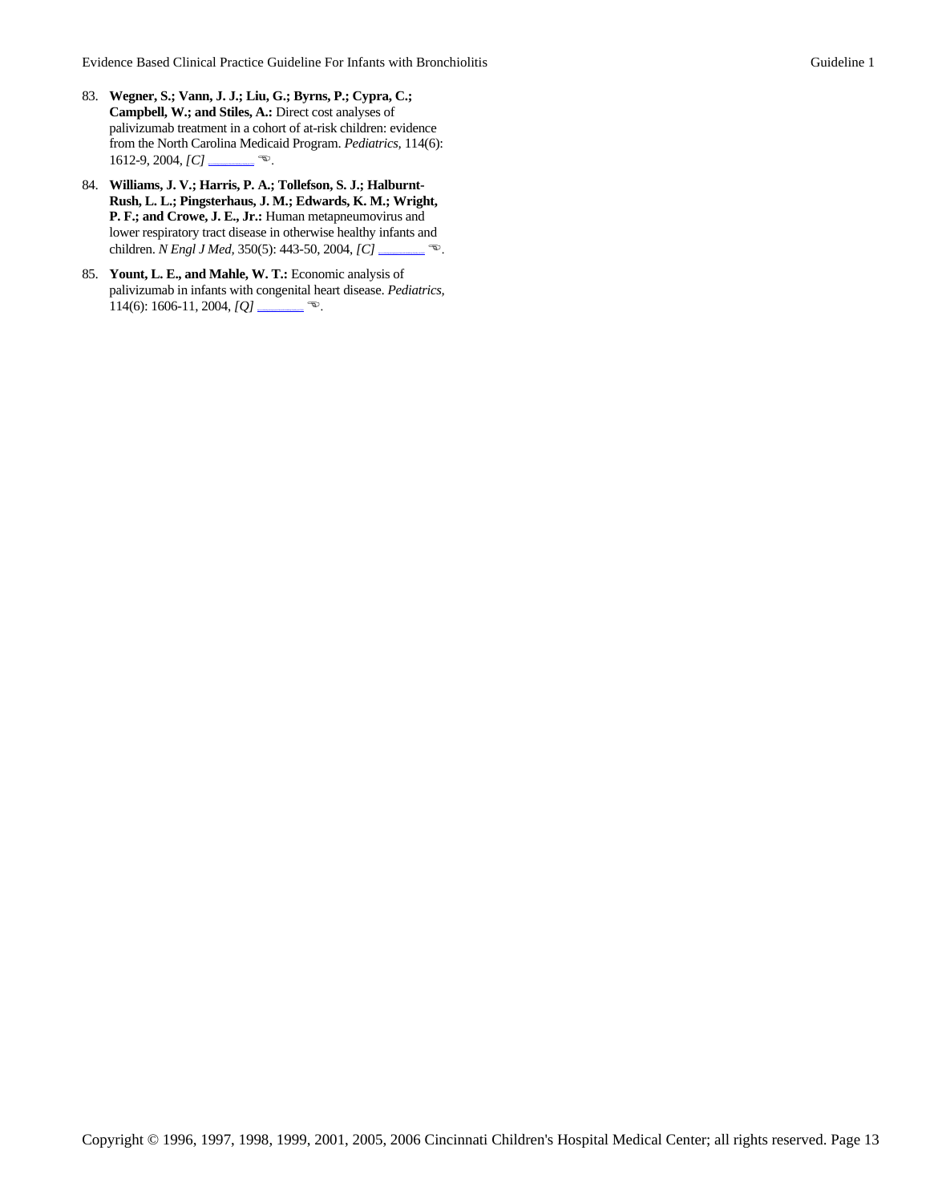83. **Wegner, S.; Vann, J. J.; Liu, G.; Byrns, P.; Cypra, C.; Campbell, W.; and Stiles, A.:** Direct cost analyses of palivizumab treatment in a cohort of at-risk children: evidence from the North Carolina Medicaid Program. *Pediatrics,* 114(6): 1612-9, 2004, *[C]* ______ ☜.

84. **Williams, J. V.; Harris, P. A.; Tollefson, S. J.; Halburnt-Rush, L. L.; Pingsterhaus, J. M.; Edwards, K. M.; Wright, P. F.; and Crowe, J. E., Jr.:** Human metapneumovirus and lower respiratory tract disease in otherwise healthy infants and children. *N Engl J Med,* 350(5): 443-50, 2004, *[C]* ______ ☜.

85. **Yount, L. E., and Mahle, W. T.:** Economic analysis of palivizumab in infants with congenital heart disease. *Pediatrics,* 114(6): 1606-11, 2004, *[Q]* ______ ☜.